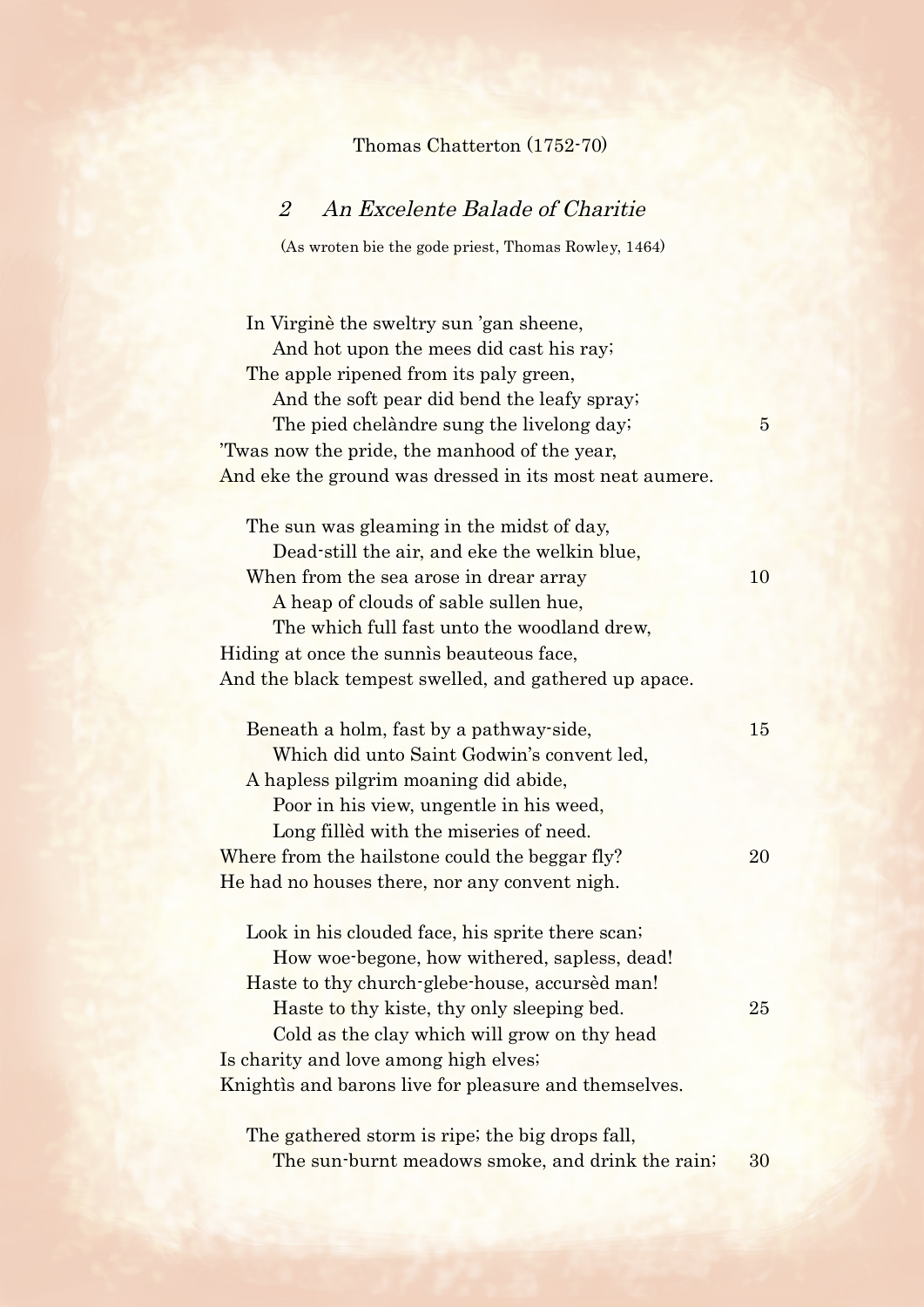Thomas Chatterton (1752-70)

## *2 An Excelente Balade of Charitie*

(As wroten bie the gode priest, Thomas Rowley, 1464)

In Virginè the sweltry sun 'gan sheene,  
And hot upon the mees did cast his ray;  
The apple ripened from its paly green,  
And the soft pear did bend the leafy spray;  
The pied chelàndre sung the livelong day; 5  
'Twas now the pride, the manhood of the year,  
And eke the ground was dressed in its most neat aumere.

The sun was gleaming in the midst of day,  
Dead-still the air, and eke the welkin blue,  
When from the sea arose in drear array 10  
A heap of clouds of sable sullen hue,  
The which full fast unto the woodland drew,  
Hiding at once the sunnìs beauteous face,  
And the black tempest swelled, and gathered up apace.

Beneath a holm, fast by a pathway-side, 15  
Which did unto Saint Godwin's convent led,  
A hapless pilgrim moaning did abide,  
Poor in his view, ungentle in his weed,  
Long fillèd with the miseries of need.  
Where from the hailstone could the beggar fly? 20  
He had no houses there, nor any convent nigh.

Look in his clouded face, his sprite there scan;  
How woe-begone, how withered, sapless, dead!  
Haste to thy church-glebe-house, accursèd man!  
Haste to thy kiste, thy only sleeping bed. 25  
Cold as the clay which will grow on thy head  
Is charity and love among high elves;  
Knightìs and barons live for pleasure and themselves.

The gathered storm is ripe; the big drops fall,  
The sun-burnt meadows smoke, and drink the rain; 30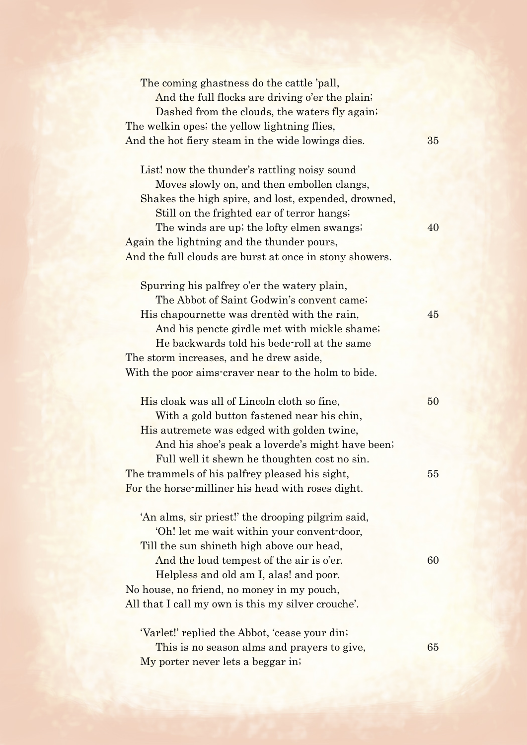The coming ghastness do the cattle 'pall,  
And the full flocks are driving o'er the plain;  
Dashed from the clouds, the waters fly again;  
The welkin opes; the yellow lightning flies,  
And the hot fiery steam in the wide lowings dies. 35

List! now the thunder's rattling noisy sound  
Moves slowly on, and then embollen clangs,  
Shakes the high spire, and lost, expended, drowned,  
Still on the frighted ear of terror hangs;  
The winds are up; the lofty elmen swangs; 40  
Again the lightning and the thunder pours,  
And the full clouds are burst at once in stony showers.

Spurring his palfrey o'er the watery plain,  
The Abbot of Saint Godwin's convent came;  
His chapournette was drentèd with the rain, 45  
And his pencte girdle met with mickle shame;  
He backwards told his bede-roll at the same  
The storm increases, and he drew aside,  
With the poor aims-craver near to the holm to bide.

His cloak was all of Lincoln cloth so fine, 50  
With a gold button fastened near his chin,  
His autremete was edged with golden twine,  
And his shoe's peak a loverde's might have been;  
Full well it shewn he thoughten cost no sin.  
The trammels of his palfrey pleased his sight, 55  
For the horse-milliner his head with roses dight.

'An alms, sir priest!' the drooping pilgrim said,  
'Oh! let me wait within your convent-door,  
Till the sun shineth high above our head,  
And the loud tempest of the air is o'er. 60  
Helpless and old am I, alas! and poor.  
No house, no friend, no money in my pouch,  
All that I call my own is this my silver crouche'.

'Varlet!' replied the Abbot, 'cease your din;  
This is no season alms and prayers to give, 65  
My porter never lets a beggar in;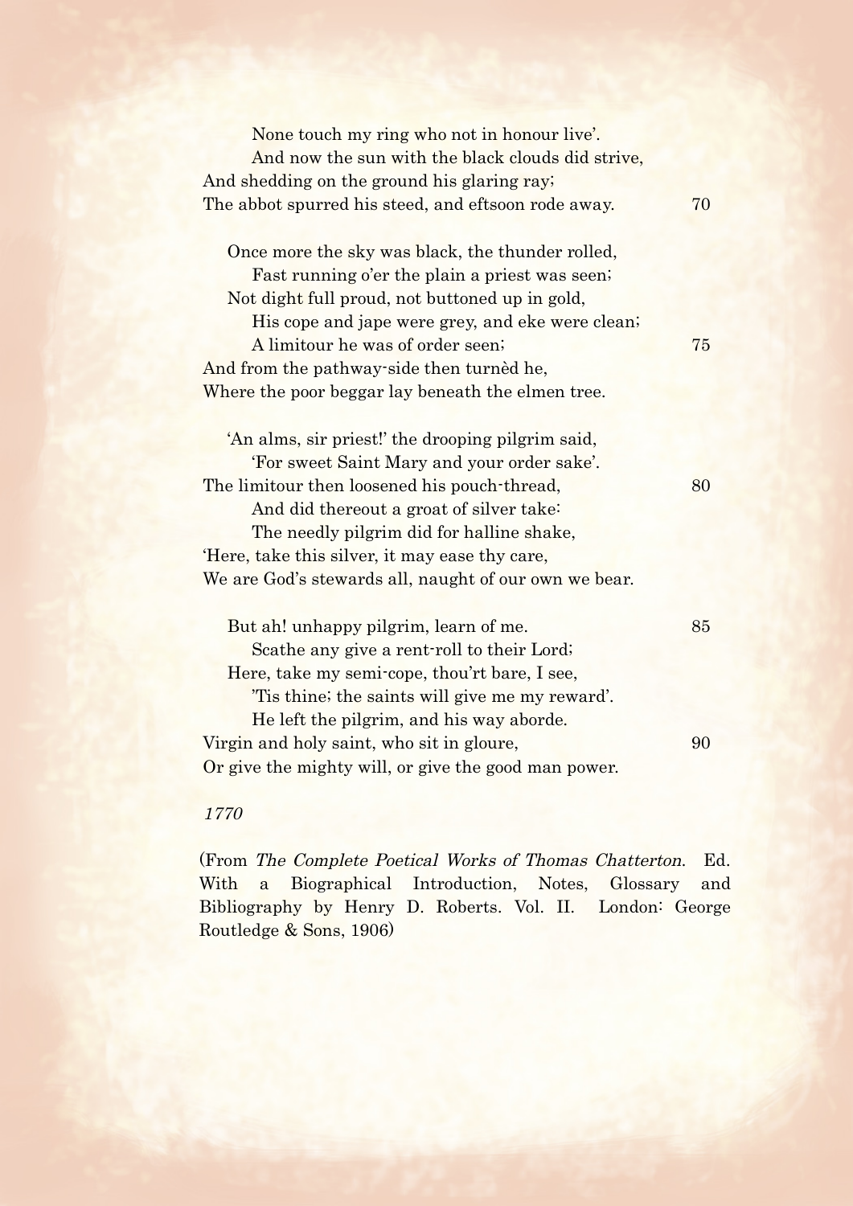None touch my ring who not in honour live'.  
And now the sun with the black clouds did strive,  
And shedding on the ground his glaring ray;  
The abbot spurred his steed, and eftsoon rode away. 70

Once more the sky was black, the thunder rolled,  
Fast running o'er the plain a priest was seen;  
Not dight full proud, not buttoned up in gold,  
His cope and jape were grey, and eke were clean;  
A limitour he was of order seen; 75  
And from the pathway-side then turnèd he,  
Where the poor beggar lay beneath the elmen tree.

'An alms, sir priest!' the drooping pilgrim said,  
'For sweet Saint Mary and your order sake'.  
The limitour then loosened his pouch-thread, 80  
And did thereout a groat of silver take:  
The needly pilgrim did for halline shake,  
'Here, take this silver, it may ease thy care,  
We are God's stewards all, naught of our own we bear.

But ah! unhappy pilgrim, learn of me. 85  
Scathe any give a rent-roll to their Lord;  
Here, take my semi-cope, thou'rt bare, I see,  
'Tis thine; the saints will give me my reward'.  
He left the pilgrim, and his way aborde.  
Virgin and holy saint, who sit in gloure, 90  
Or give the mighty will, or give the good man power.

*1770*

(From *The Complete Poetical Works of Thomas Chatterton*. Ed. With a Biographical Introduction, Notes, Glossary and Bibliography by Henry D. Roberts. Vol. II. London: George Routledge & Sons, 1906)